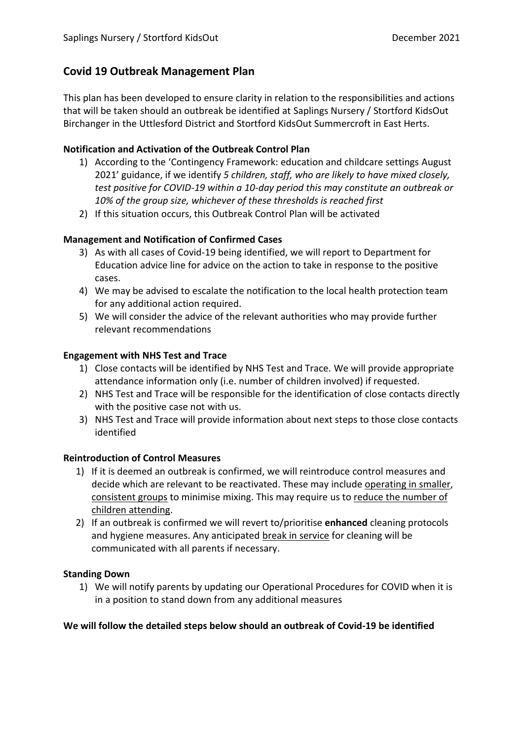# Covid 19 Outbreak Management Plan

This plan has been developed to ensure clarity in relation to the responsibilities and actions that will be taken should an outbreak be identified at Saplings Nursery / Stortford KidsOut Birchanger in the Uttlesford District and Stortford KidsOut Summercroft in East Herts.

### Notification and Activation of the Outbreak Control Plan

1) According to the 'Contingency Framework: education and childcare settings August 2021' guidance, if we identify *5 children, staff, who are likely to have mixed closely, test positive for COVID-19 within a 10-day period this may constitute an outbreak or 10% of the group size, whichever of these thresholds is reached first*
2) If this situation occurs, this Outbreak Control Plan will be activated

### Management and Notification of Confirmed Cases

3) As with all cases of Covid-19 being identified, we will report to Department for Education advice line for advice on the action to take in response to the positive cases.
4) We may be advised to escalate the notification to the local health protection team for any additional action required.
5) We will consider the advice of the relevant authorities who may provide further relevant recommendations

### Engagement with NHS Test and Trace

1) Close contacts will be identified by NHS Test and Trace. We will provide appropriate attendance information only (i.e. number of children involved) if requested.
2) NHS Test and Trace will be responsible for the identification of close contacts directly with the positive case not with us.
3) NHS Test and Trace will provide information about next steps to those close contacts identified

### Reintroduction of Control Measures

1) If it is deemed an outbreak is confirmed, we will reintroduce control measures and decide which are relevant to be reactivated. These may include operating in smaller, consistent groups to minimise mixing. This may require us to reduce the number of children attending.
2) If an outbreak is confirmed we will revert to/prioritise **enhanced** cleaning protocols and hygiene measures. Any anticipated break in service for cleaning will be communicated with all parents if necessary.

### Standing Down

1) We will notify parents by updating our Operational Procedures for COVID when it is in a position to stand down from any additional measures

**We will follow the detailed steps below should an outbreak of Covid-19 be identified**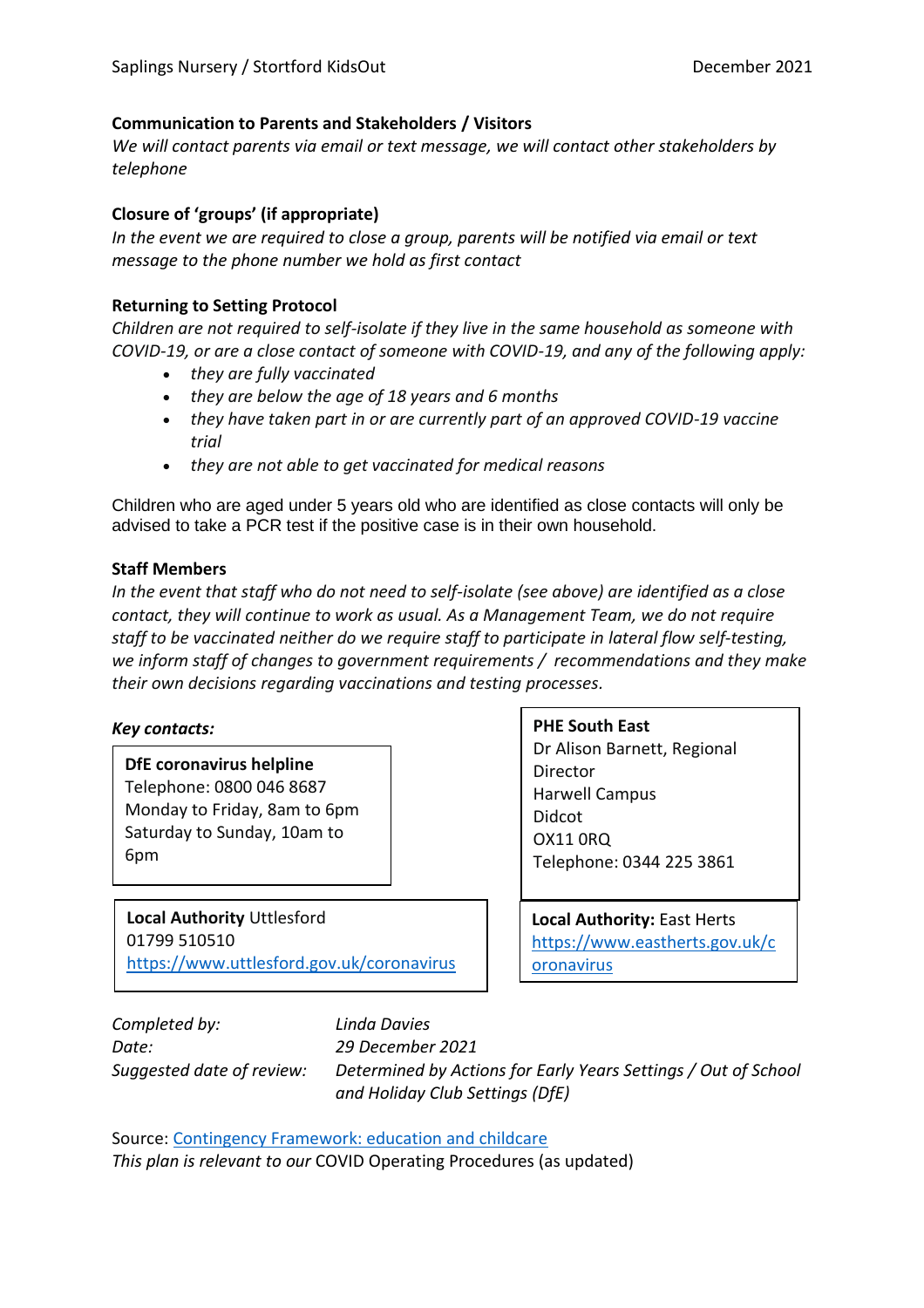**Communication to Parents and Stakeholders / Visitors**
*We will contact parents via email or text message, we will contact other stakeholders by telephone*

**Closure of 'groups' (if appropriate)**
*In the event we are required to close a group, parents will be notified via email or text message to the phone number we hold as first contact*

**Returning to Setting Protocol**
*Children are not required to self-isolate if they live in the same household as someone with COVID-19, or are a close contact of someone with COVID-19, and any of the following apply:*

- *they are fully vaccinated*
- *they are below the age of 18 years and 6 months*
- *they have taken part in or are currently part of an approved COVID-19 vaccine trial*
- *they are not able to get vaccinated for medical reasons*

Children who are aged under 5 years old who are identified as close contacts will only be advised to take a PCR test if the positive case is in their own household.

**Staff Members**
*In the event that staff who do not need to self-isolate (see above) are identified as a close contact, they will continue to work as usual. As a Management Team, we do not require staff to be vaccinated neither do we require staff to participate in lateral flow self-testing, we inform staff of changes to government requirements / recommendations and they make their own decisions regarding vaccinations and testing processes.*

***Key contacts:***

**DfE coronavirus helpline**
Telephone: 0800 046 8687
Monday to Friday, 8am to 6pm
Saturday to Sunday, 10am to 6pm

**PHE South East**
Dr Alison Barnett, Regional Director
Harwell Campus
Didcot
OX11 0RQ
Telephone: 0344 225 3861

**Local Authority** Uttlesford
01799 510510
https://www.uttlesford.gov.uk/coronavirus

**Local Authority:** East Herts
https://www.eastherts.gov.uk/coronavirus

| | |
|---|---|
| *Completed by:* | *Linda Davies* |
| *Date:* | *29 December 2021* |
| *Suggested date of review:* | *Determined by Actions for Early Years Settings / Out of School and Holiday Club Settings (DfE)* |

Source: Contingency Framework: education and childcare
*This plan is relevant to our* COVID Operating Procedures (as updated)